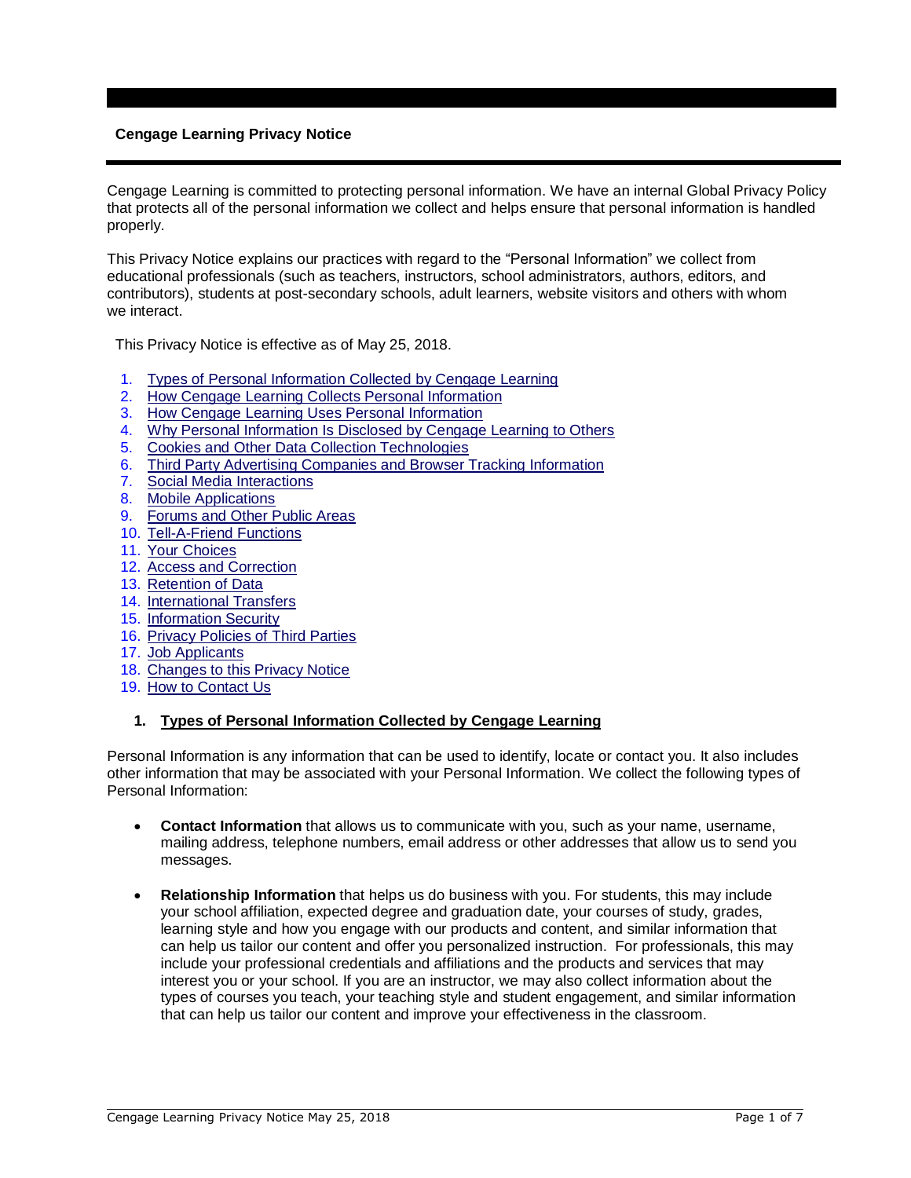# Cengage Learning Privacy Notice

Cengage Learning is committed to protecting personal information. We have an internal Global Privacy Policy that protects all of the personal information we collect and helps ensure that personal information is handled properly.

This Privacy Notice explains our practices with regard to the "Personal Information" we collect from educational professionals (such as teachers, instructors, school administrators, authors, editors, and contributors), students at post-secondary schools, adult learners, website visitors and others with whom we interact.

This Privacy Notice is effective as of May 25, 2018.

1. Types of Personal Information Collected by Cengage Learning
2. How Cengage Learning Collects Personal Information
3. How Cengage Learning Uses Personal Information
4. Why Personal Information Is Disclosed by Cengage Learning to Others
5. Cookies and Other Data Collection Technologies
6. Third Party Advertising Companies and Browser Tracking Information
7. Social Media Interactions
8. Mobile Applications
9. Forums and Other Public Areas
10. Tell-A-Friend Functions
11. Your Choices
12. Access and Correction
13. Retention of Data
14. International Transfers
15. Information Security
16. Privacy Policies of Third Parties
17. Job Applicants
18. Changes to this Privacy Notice
19. How to Contact Us

## 1. Types of Personal Information Collected by Cengage Learning

Personal Information is any information that can be used to identify, locate or contact you. It also includes other information that may be associated with your Personal Information. We collect the following types of Personal Information:

- **Contact Information** that allows us to communicate with you, such as your name, username, mailing address, telephone numbers, email address or other addresses that allow us to send you messages.

- **Relationship Information** that helps us do business with you. For students, this may include your school affiliation, expected degree and graduation date, your courses of study, grades, learning style and how you engage with our products and content, and similar information that can help us tailor our content and offer you personalized instruction. For professionals, this may include your professional credentials and affiliations and the products and services that may interest you or your school. If you are an instructor, we may also collect information about the types of courses you teach, your teaching style and student engagement, and similar information that can help us tailor our content and improve your effectiveness in the classroom.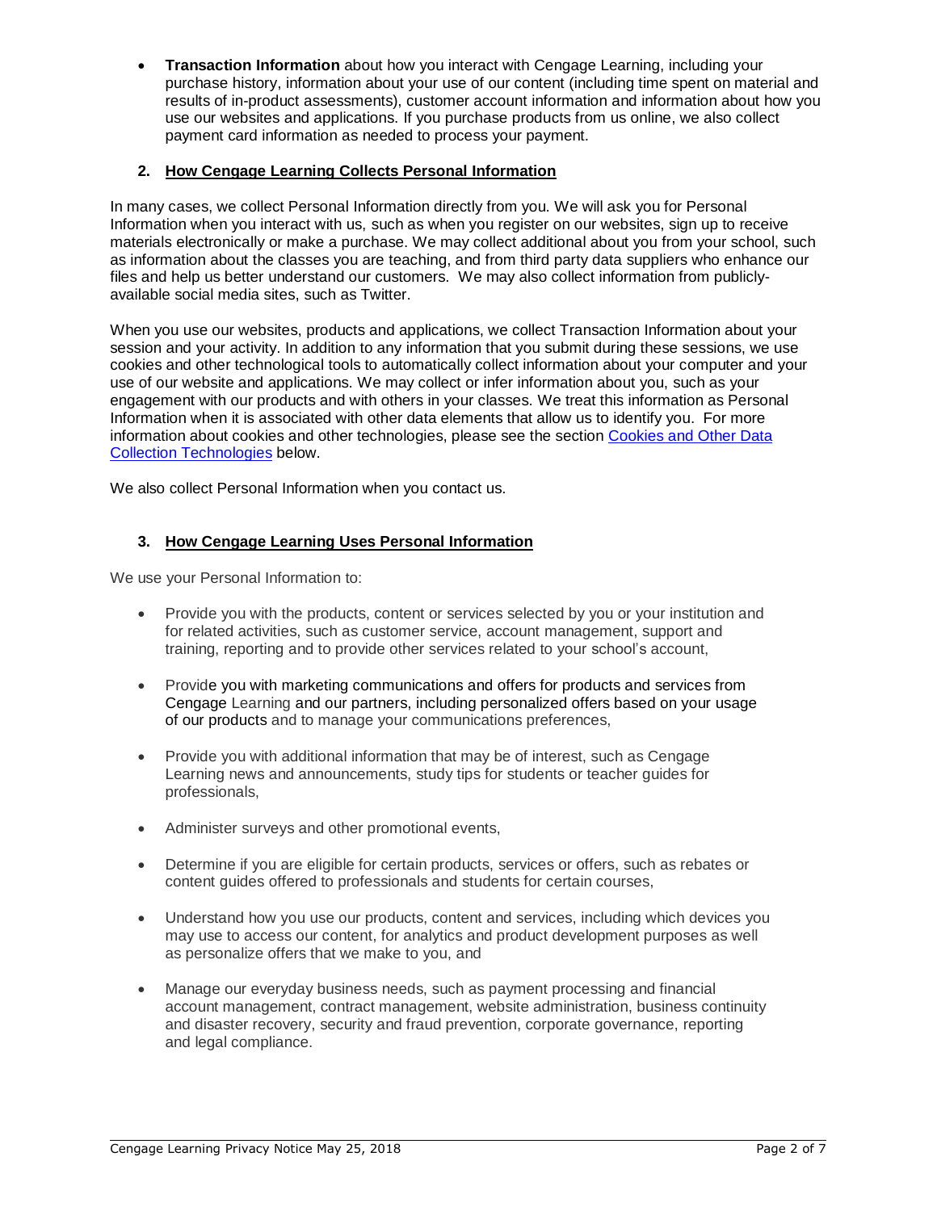- **Transaction Information** about how you interact with Cengage Learning, including your purchase history, information about your use of our content (including time spent on material and results of in-product assessments), customer account information and information about how you use our websites and applications. If you purchase products from us online, we also collect payment card information as needed to process your payment.

## 2. How Cengage Learning Collects Personal Information

In many cases, we collect Personal Information directly from you. We will ask you for Personal Information when you interact with us, such as when you register on our websites, sign up to receive materials electronically or make a purchase. We may collect additional about you from your school, such as information about the classes you are teaching, and from third party data suppliers who enhance our files and help us better understand our customers. We may also collect information from publicly-available social media sites, such as Twitter.

When you use our websites, products and applications, we collect Transaction Information about your session and your activity. In addition to any information that you submit during these sessions, we use cookies and other technological tools to automatically collect information about your computer and your use of our website and applications. We may collect or infer information about you, such as your engagement with our products and with others in your classes. We treat this information as Personal Information when it is associated with other data elements that allow us to identify you. For more information about cookies and other technologies, please see the section Cookies and Other Data Collection Technologies below.

We also collect Personal Information when you contact us.

## 3. How Cengage Learning Uses Personal Information

We use your Personal Information to:

- Provide you with the products, content or services selected by you or your institution and for related activities, such as customer service, account management, support and training, reporting and to provide other services related to your school's account,
- Provide you with marketing communications and offers for products and services from Cengage Learning and our partners, including personalized offers based on your usage of our products and to manage your communications preferences,
- Provide you with additional information that may be of interest, such as Cengage Learning news and announcements, study tips for students or teacher guides for professionals,
- Administer surveys and other promotional events,
- Determine if you are eligible for certain products, services or offers, such as rebates or content guides offered to professionals and students for certain courses,
- Understand how you use our products, content and services, including which devices you may use to access our content, for analytics and product development purposes as well as personalize offers that we make to you, and
- Manage our everyday business needs, such as payment processing and financial account management, contract management, website administration, business continuity and disaster recovery, security and fraud prevention, corporate governance, reporting and legal compliance.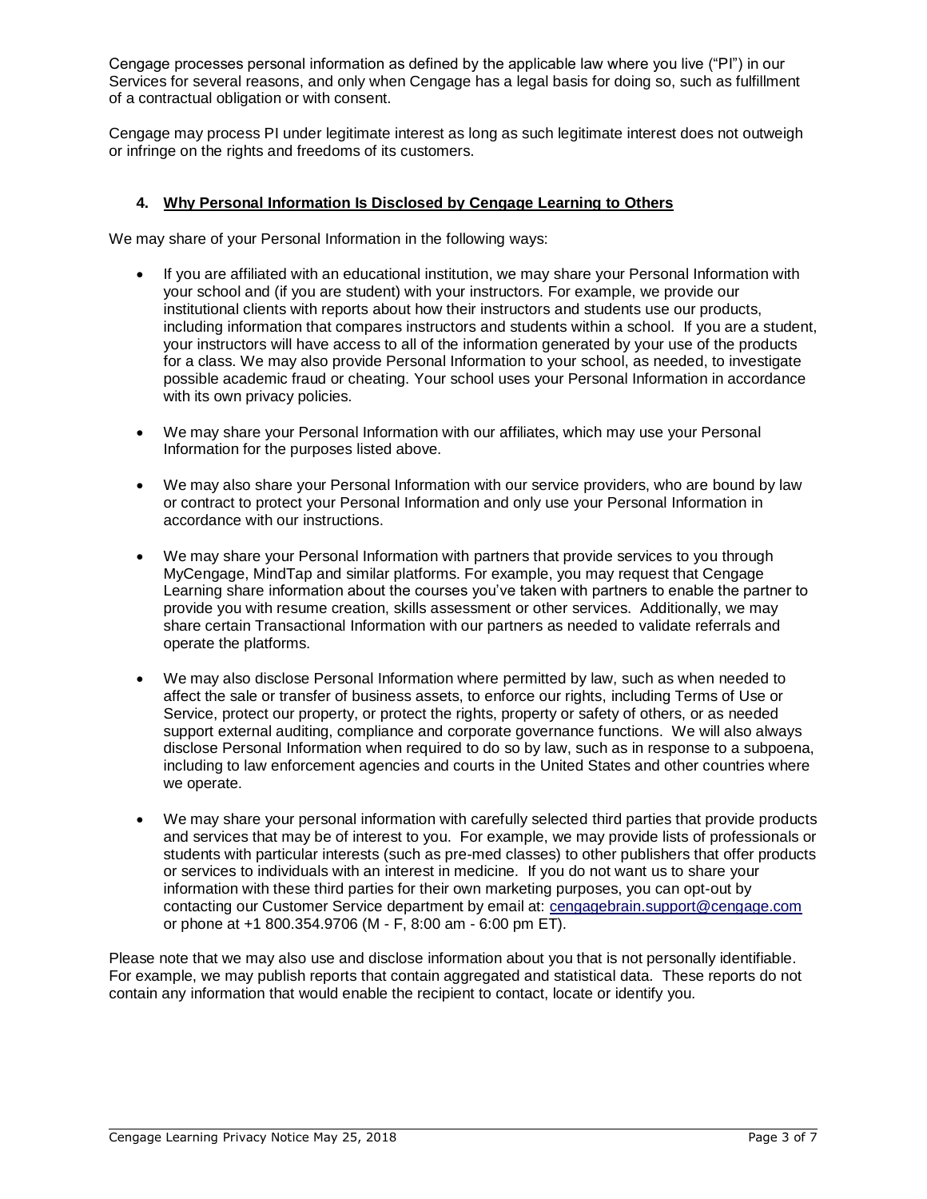Cengage processes personal information as defined by the applicable law where you live ("PI") in our Services for several reasons, and only when Cengage has a legal basis for doing so, such as fulfillment of a contractual obligation or with consent.

Cengage may process PI under legitimate interest as long as such legitimate interest does not outweigh or infringe on the rights and freedoms of its customers.

## 4. Why Personal Information Is Disclosed by Cengage Learning to Others

We may share of your Personal Information in the following ways:

- If you are affiliated with an educational institution, we may share your Personal Information with your school and (if you are student) with your instructors. For example, we provide our institutional clients with reports about how their instructors and students use our products, including information that compares instructors and students within a school. If you are a student, your instructors will have access to all of the information generated by your use of the products for a class. We may also provide Personal Information to your school, as needed, to investigate possible academic fraud or cheating. Your school uses your Personal Information in accordance with its own privacy policies.

- We may share your Personal Information with our affiliates, which may use your Personal Information for the purposes listed above.

- We may also share your Personal Information with our service providers, who are bound by law or contract to protect your Personal Information and only use your Personal Information in accordance with our instructions.

- We may share your Personal Information with partners that provide services to you through MyCengage, MindTap and similar platforms. For example, you may request that Cengage Learning share information about the courses you've taken with partners to enable the partner to provide you with resume creation, skills assessment or other services. Additionally, we may share certain Transactional Information with our partners as needed to validate referrals and operate the platforms.

- We may also disclose Personal Information where permitted by law, such as when needed to affect the sale or transfer of business assets, to enforce our rights, including Terms of Use or Service, protect our property, or protect the rights, property or safety of others, or as needed support external auditing, compliance and corporate governance functions. We will also always disclose Personal Information when required to do so by law, such as in response to a subpoena, including to law enforcement agencies and courts in the United States and other countries where we operate.

- We may share your personal information with carefully selected third parties that provide products and services that may be of interest to you. For example, we may provide lists of professionals or students with particular interests (such as pre-med classes) to other publishers that offer products or services to individuals with an interest in medicine. If you do not want us to share your information with these third parties for their own marketing purposes, you can opt-out by contacting our Customer Service department by email at: cengagebrain.support@cengage.com or phone at +1 800.354.9706 (M - F, 8:00 am - 6:00 pm ET).

Please note that we may also use and disclose information about you that is not personally identifiable. For example, we may publish reports that contain aggregated and statistical data. These reports do not contain any information that would enable the recipient to contact, locate or identify you.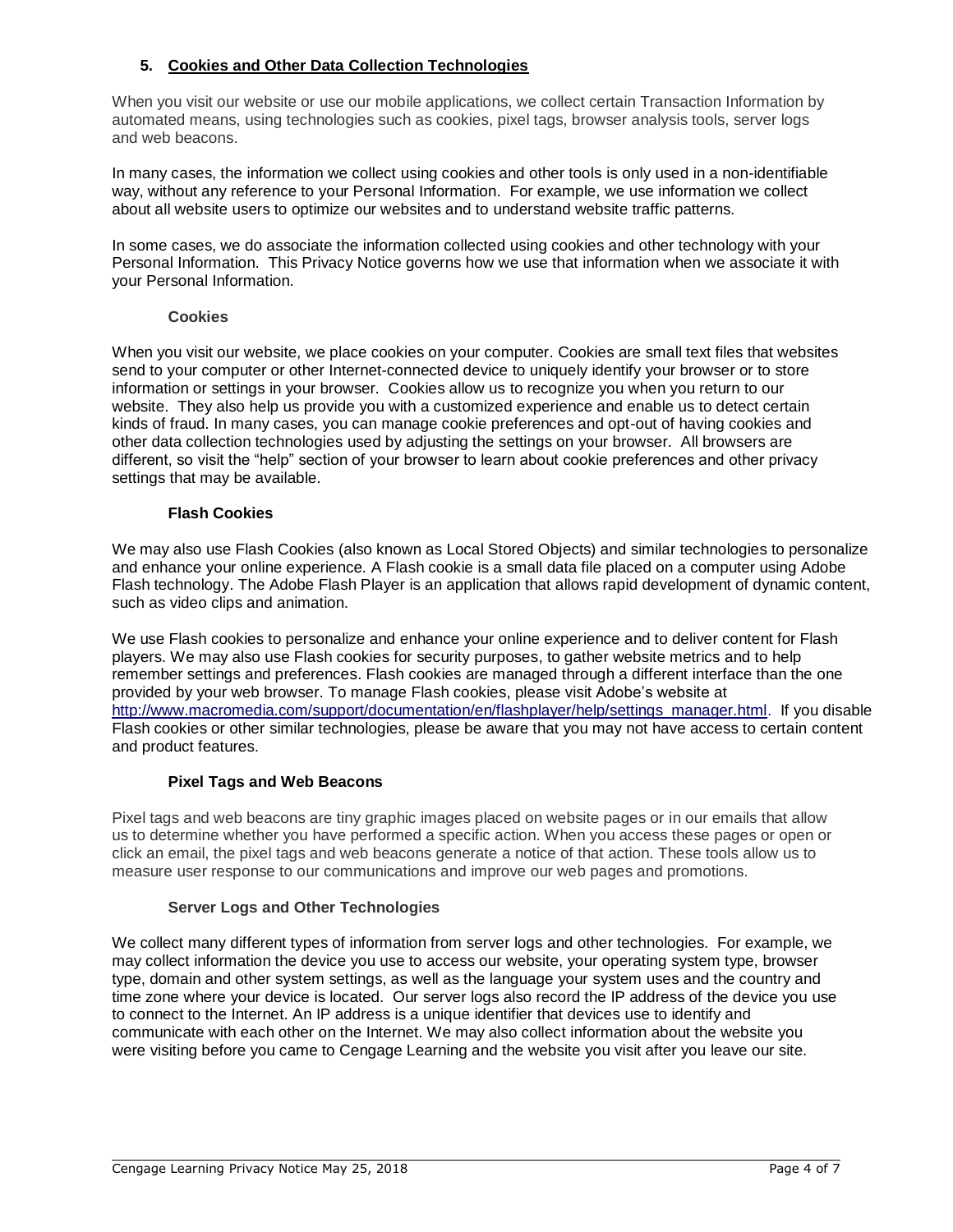## 5. Cookies and Other Data Collection Technologies

When you visit our website or use our mobile applications, we collect certain Transaction Information by automated means, using technologies such as cookies, pixel tags, browser analysis tools, server logs and web beacons.

In many cases, the information we collect using cookies and other tools is only used in a non-identifiable way, without any reference to your Personal Information. For example, we use information we collect about all website users to optimize our websites and to understand website traffic patterns.

In some cases, we do associate the information collected using cookies and other technology with your Personal Information. This Privacy Notice governs how we use that information when we associate it with your Personal Information.

### Cookies

When you visit our website, we place cookies on your computer. Cookies are small text files that websites send to your computer or other Internet-connected device to uniquely identify your browser or to store information or settings in your browser. Cookies allow us to recognize you when you return to our website. They also help us provide you with a customized experience and enable us to detect certain kinds of fraud. In many cases, you can manage cookie preferences and opt-out of having cookies and other data collection technologies used by adjusting the settings on your browser. All browsers are different, so visit the "help" section of your browser to learn about cookie preferences and other privacy settings that may be available.

### Flash Cookies

We may also use Flash Cookies (also known as Local Stored Objects) and similar technologies to personalize and enhance your online experience. A Flash cookie is a small data file placed on a computer using Adobe Flash technology. The Adobe Flash Player is an application that allows rapid development of dynamic content, such as video clips and animation.

We use Flash cookies to personalize and enhance your online experience and to deliver content for Flash players. We may also use Flash cookies for security purposes, to gather website metrics and to help remember settings and preferences. Flash cookies are managed through a different interface than the one provided by your web browser. To manage Flash cookies, please visit Adobe's website at [http://www.macromedia.com/support/documentation/en/flashplayer/help/settings_manager.html](http://www.macromedia.com/support/documentation/en/flashplayer/help/settings_manager.html). If you disable Flash cookies or other similar technologies, please be aware that you may not have access to certain content and product features.

### Pixel Tags and Web Beacons

Pixel tags and web beacons are tiny graphic images placed on website pages or in our emails that allow us to determine whether you have performed a specific action. When you access these pages or open or click an email, the pixel tags and web beacons generate a notice of that action. These tools allow us to measure user response to our communications and improve our web pages and promotions.

### Server Logs and Other Technologies

We collect many different types of information from server logs and other technologies. For example, we may collect information the device you use to access our website, your operating system type, browser type, domain and other system settings, as well as the language your system uses and the country and time zone where your device is located. Our server logs also record the IP address of the device you use to connect to the Internet. An IP address is a unique identifier that devices use to identify and communicate with each other on the Internet. We may also collect information about the website you were visiting before you came to Cengage Learning and the website you visit after you leave our site.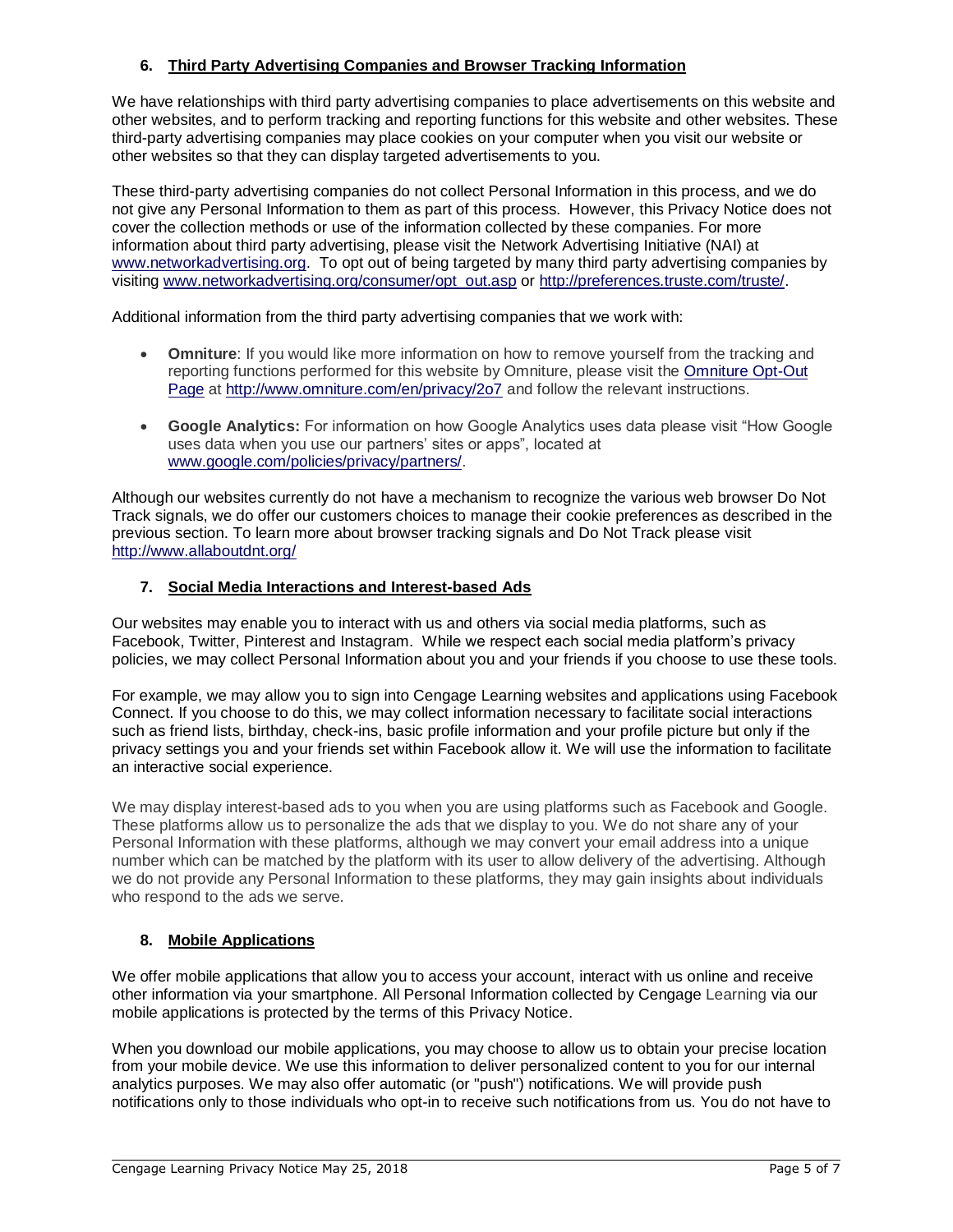## 6. Third Party Advertising Companies and Browser Tracking Information

We have relationships with third party advertising companies to place advertisements on this website and other websites, and to perform tracking and reporting functions for this website and other websites. These third-party advertising companies may place cookies on your computer when you visit our website or other websites so that they can display targeted advertisements to you.

These third-party advertising companies do not collect Personal Information in this process, and we do not give any Personal Information to them as part of this process. However, this Privacy Notice does not cover the collection methods or use of the information collected by these companies. For more information about third party advertising, please visit the Network Advertising Initiative (NAI) at www.networkadvertising.org. To opt out of being targeted by many third party advertising companies by visiting www.networkadvertising.org/consumer/opt_out.asp or http://preferences.truste.com/truste/.

Additional information from the third party advertising companies that we work with:

- **Omniture**: If you would like more information on how to remove yourself from the tracking and reporting functions performed for this website by Omniture, please visit the Omniture Opt-Out Page at http://www.omniture.com/en/privacy/2o7 and follow the relevant instructions.
- **Google Analytics:** For information on how Google Analytics uses data please visit "How Google uses data when you use our partners' sites or apps", located at www.google.com/policies/privacy/partners/.

Although our websites currently do not have a mechanism to recognize the various web browser Do Not Track signals, we do offer our customers choices to manage their cookie preferences as described in the previous section. To learn more about browser tracking signals and Do Not Track please visit http://www.allaboutdnt.org/

## 7. Social Media Interactions and Interest-based Ads

Our websites may enable you to interact with us and others via social media platforms, such as Facebook, Twitter, Pinterest and Instagram. While we respect each social media platform's privacy policies, we may collect Personal Information about you and your friends if you choose to use these tools.

For example, we may allow you to sign into Cengage Learning websites and applications using Facebook Connect. If you choose to do this, we may collect information necessary to facilitate social interactions such as friend lists, birthday, check-ins, basic profile information and your profile picture but only if the privacy settings you and your friends set within Facebook allow it. We will use the information to facilitate an interactive social experience.

We may display interest-based ads to you when you are using platforms such as Facebook and Google. These platforms allow us to personalize the ads that we display to you. We do not share any of your Personal Information with these platforms, although we may convert your email address into a unique number which can be matched by the platform with its user to allow delivery of the advertising. Although we do not provide any Personal Information to these platforms, they may gain insights about individuals who respond to the ads we serve.

## 8. Mobile Applications

We offer mobile applications that allow you to access your account, interact with us online and receive other information via your smartphone. All Personal Information collected by Cengage Learning via our mobile applications is protected by the terms of this Privacy Notice.

When you download our mobile applications, you may choose to allow us to obtain your precise location from your mobile device. We use this information to deliver personalized content to you for our internal analytics purposes. We may also offer automatic (or "push") notifications. We will provide push notifications only to those individuals who opt-in to receive such notifications from us. You do not have to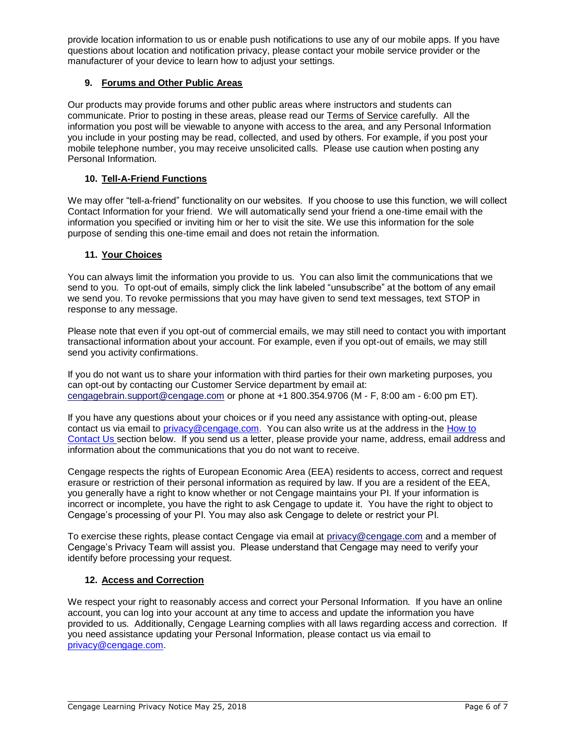provide location information to us or enable push notifications to use any of our mobile apps. If you have questions about location and notification privacy, please contact your mobile service provider or the manufacturer of your device to learn how to adjust your settings.

## 9. Forums and Other Public Areas

Our products may provide forums and other public areas where instructors and students can communicate. Prior to posting in these areas, please read our Terms of Service carefully. All the information you post will be viewable to anyone with access to the area, and any Personal Information you include in your posting may be read, collected, and used by others. For example, if you post your mobile telephone number, you may receive unsolicited calls. Please use caution when posting any Personal Information.

## 10. Tell-A-Friend Functions

We may offer "tell-a-friend" functionality on our websites. If you choose to use this function, we will collect Contact Information for your friend. We will automatically send your friend a one-time email with the information you specified or inviting him or her to visit the site. We use this information for the sole purpose of sending this one-time email and does not retain the information.

## 11. Your Choices

You can always limit the information you provide to us. You can also limit the communications that we send to you. To opt-out of emails, simply click the link labeled "unsubscribe" at the bottom of any email we send you. To revoke permissions that you may have given to send text messages, text STOP in response to any message.

Please note that even if you opt-out of commercial emails, we may still need to contact you with important transactional information about your account. For example, even if you opt-out of emails, we may still send you activity confirmations.

If you do not want us to share your information with third parties for their own marketing purposes, you can opt-out by contacting our Customer Service department by email at: cengagebrain.support@cengage.com or phone at +1 800.354.9706 (M - F, 8:00 am - 6:00 pm ET).

If you have any questions about your choices or if you need any assistance with opting-out, please contact us via email to privacy@cengage.com. You can also write us at the address in the How to Contact Us section below. If you send us a letter, please provide your name, address, email address and information about the communications that you do not want to receive.

Cengage respects the rights of European Economic Area (EEA) residents to access, correct and request erasure or restriction of their personal information as required by law. If you are a resident of the EEA, you generally have a right to know whether or not Cengage maintains your PI. If your information is incorrect or incomplete, you have the right to ask Cengage to update it. You have the right to object to Cengage's processing of your PI. You may also ask Cengage to delete or restrict your PI.

To exercise these rights, please contact Cengage via email at privacy@cengage.com and a member of Cengage's Privacy Team will assist you. Please understand that Cengage may need to verify your identify before processing your request.

## 12. Access and Correction

We respect your right to reasonably access and correct your Personal Information. If you have an online account, you can log into your account at any time to access and update the information you have provided to us. Additionally, Cengage Learning complies with all laws regarding access and correction. If you need assistance updating your Personal Information, please contact us via email to privacy@cengage.com.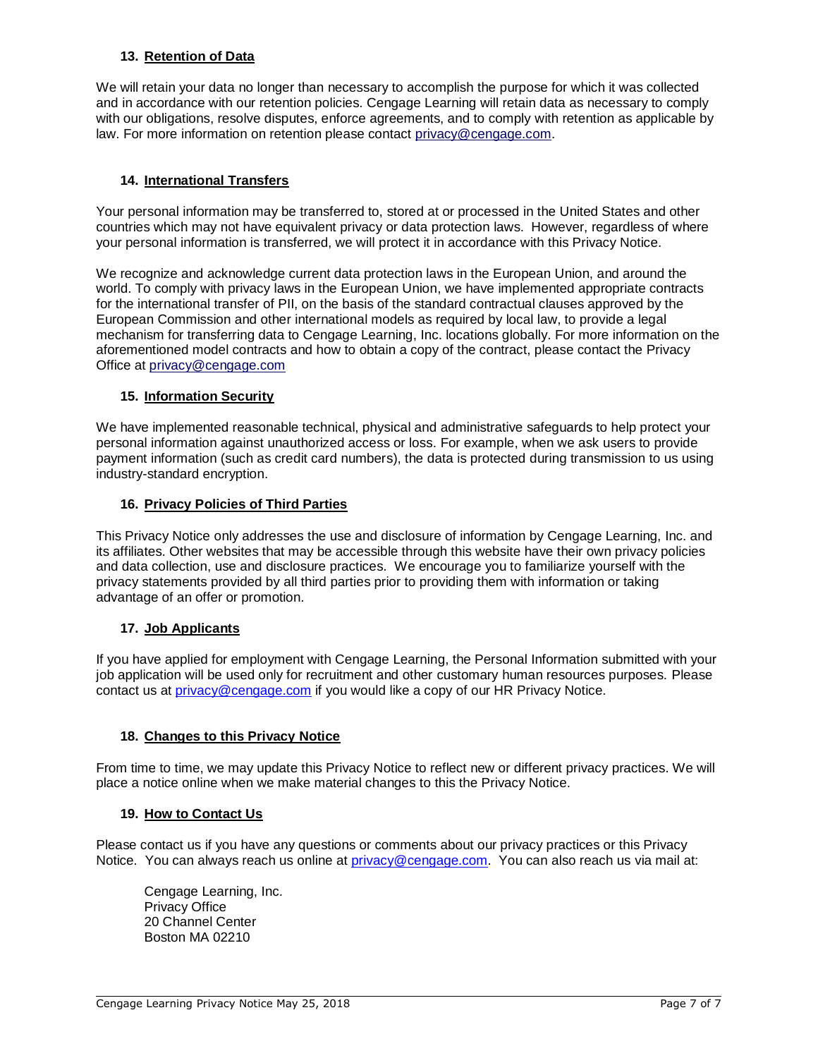## 13. Retention of Data

We will retain your data no longer than necessary to accomplish the purpose for which it was collected and in accordance with our retention policies. Cengage Learning will retain data as necessary to comply with our obligations, resolve disputes, enforce agreements, and to comply with retention as applicable by law. For more information on retention please contact privacy@cengage.com.

## 14. International Transfers

Your personal information may be transferred to, stored at or processed in the United States and other countries which may not have equivalent privacy or data protection laws. However, regardless of where your personal information is transferred, we will protect it in accordance with this Privacy Notice.

We recognize and acknowledge current data protection laws in the European Union, and around the world. To comply with privacy laws in the European Union, we have implemented appropriate contracts for the international transfer of PII, on the basis of the standard contractual clauses approved by the European Commission and other international models as required by local law, to provide a legal mechanism for transferring data to Cengage Learning, Inc. locations globally. For more information on the aforementioned model contracts and how to obtain a copy of the contract, please contact the Privacy Office at privacy@cengage.com

## 15. Information Security

We have implemented reasonable technical, physical and administrative safeguards to help protect your personal information against unauthorized access or loss. For example, when we ask users to provide payment information (such as credit card numbers), the data is protected during transmission to us using industry-standard encryption.

## 16. Privacy Policies of Third Parties

This Privacy Notice only addresses the use and disclosure of information by Cengage Learning, Inc. and its affiliates. Other websites that may be accessible through this website have their own privacy policies and data collection, use and disclosure practices. We encourage you to familiarize yourself with the privacy statements provided by all third parties prior to providing them with information or taking advantage of an offer or promotion.

## 17. Job Applicants

If you have applied for employment with Cengage Learning, the Personal Information submitted with your job application will be used only for recruitment and other customary human resources purposes. Please contact us at privacy@cengage.com if you would like a copy of our HR Privacy Notice.

## 18. Changes to this Privacy Notice

From time to time, we may update this Privacy Notice to reflect new or different privacy practices. We will place a notice online when we make material changes to this the Privacy Notice.

## 19. How to Contact Us

Please contact us if you have any questions or comments about our privacy practices or this Privacy Notice. You can always reach us online at privacy@cengage.com. You can also reach us via mail at:

Cengage Learning, Inc.
Privacy Office
20 Channel Center
Boston MA 02210